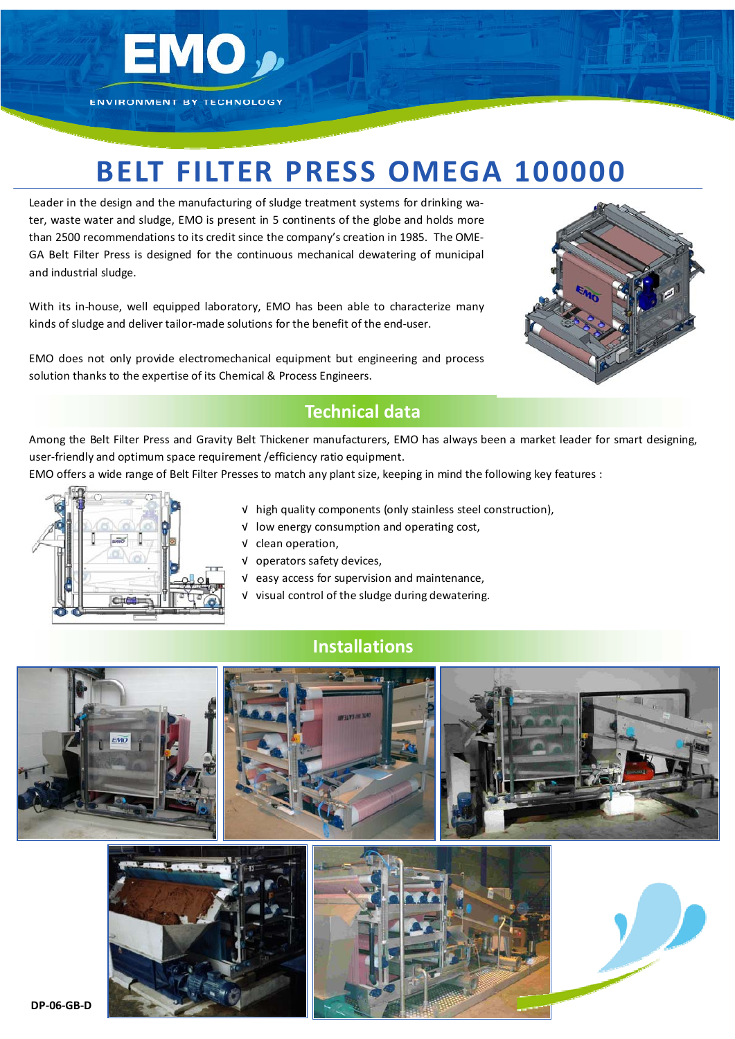EMO

ENVIRONMENT BY TECHNOLOGY

# BELT FILTER PRESS OMEGA 100000

Leader in the design and the manufacturing of sludge treatment systems for drinking water, waste water and sludge, EMO is present in 5 continents of the globe and holds more than 2500 recommendations to its credit since the company's creation in 1985. The OMEGA Belt Filter Press is designed for the continuous mechanical dewatering of municipal and industrial sludge.

With its in-house, well equipped laboratory, EMO has been able to characterize many kinds of sludge and deliver tailor-made solutions for the benefit of the end-user.

EMO does not only provide electromechanical equipment but engineering and process solution thanks to the expertise of its Chemical & Process Engineers.

## Technical data

Among the Belt Filter Press and Gravity Belt Thickener manufacturers, EMO has always been a market leader for smart designing, user-friendly and optimum space requirement /efficiency ratio equipment.

EMO offers a wide range of Belt Filter Presses to match any plant size, keeping in mind the following key features :

- √ high quality components (only stainless steel construction),
- √ low energy consumption and operating cost,
- √ clean operation,
- √ operators safety devices,
- √ easy access for supervision and maintenance,
- √ visual control of the sludge during dewatering.

## Installations

DP-06-GB-D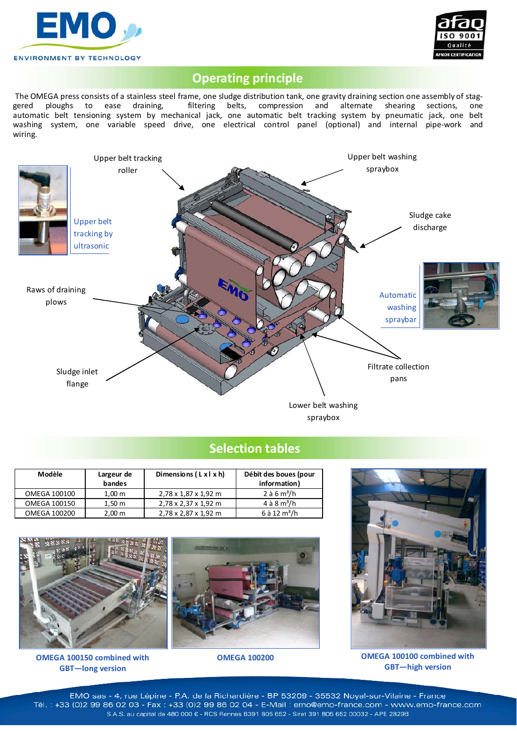## Operating principle

The OMEGA press consists of a stainless steel frame, one sludge distribution tank, one gravity draining section one assembly of staggered ploughs to ease draining, filtering belts, compression and alternate shearing sections, one automatic belt tensioning system by mechanical jack, one automatic belt tracking system by pneumatic jack, one belt washing system, one variable speed drive, one electrical control panel (optional) and internal pipe-work and wiring.

Upper belt tracking roller

Upper belt washing spraybox

Upper belt tracking by ultrasonic

Sludge cake discharge

Raws of draining plows

Automatic washing spraybar

Sludge inlet flange

Filtrate collection pans

Lower belt washing spraybox

## Selection tables

| Modèle | Largeur de bandes | Dimensions ( L x l x h) | Débit des boues (pour information) |
|---|---|---|---|
| OMEGA 100100 | 1,00 m | 2,78 x 1,87 x 1,92 m | 2 à 6 m³/h |
| OMEGA 100150 | 1,50 m | 2,78 x 2,37 x 1,92 m | 4 à 8 m³/h |
| OMEGA 100200 | 2,00 m | 2,78 x 2,87 x 1,92 m | 6 à 12 m³/h |

**OMEGA 100150 combined with GBT—long version**

**OMEGA 100200**

**OMEGA 100100 combined with GBT—high version**